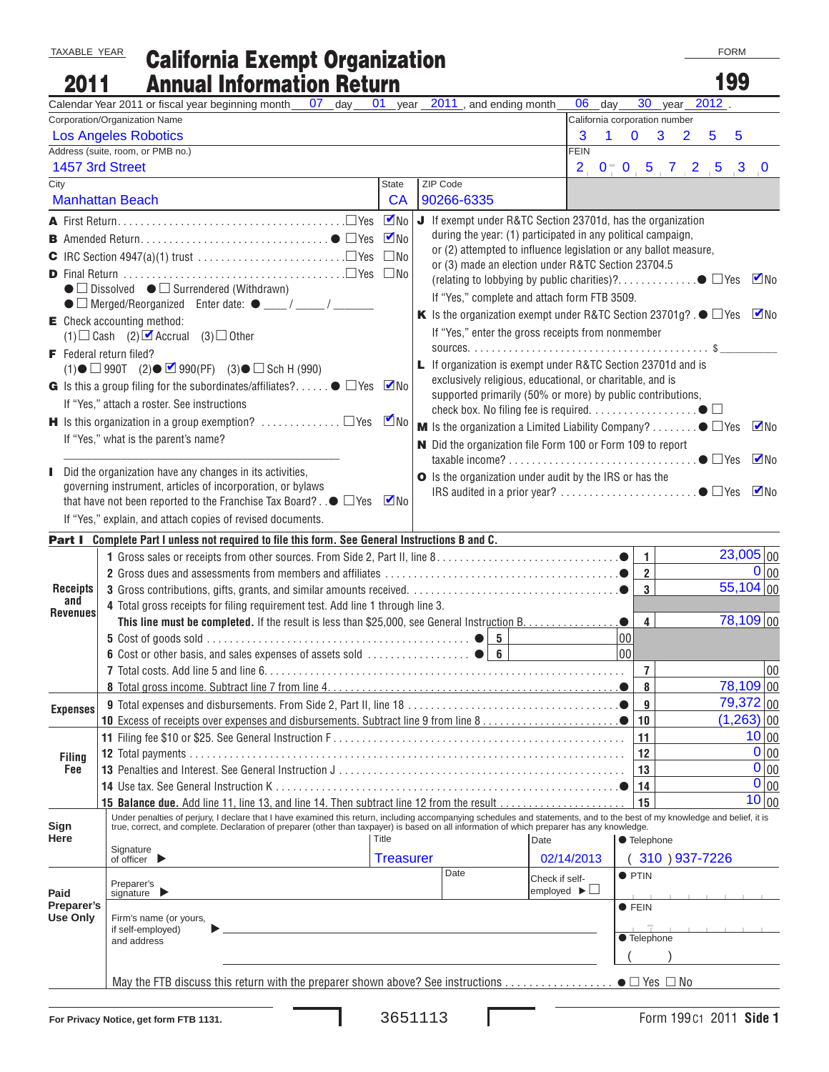TAXABLE YEAR **2011**

# California Exempt Organization Annual Information Return

FORM **199**

Calendar Year 2011 or fiscal year beginning month 07 day 01 year 2011, and ending month 06 day 30 year 2012.

| Corporation/Organization Name | | California corporation number |
|---|---|---|
| Los Angeles Robotics | | 3 1 0 3 2 5 5 |
| Address (suite, room, or PMB no.) | | FEIN |
| 1457 3rd Street | | 20-0572530 |
| City | State | ZIP Code |
| Manhattan Beach | CA | 90266-6335 |

**A** First Return . . . ☐ Yes ☑ No

**B** Amended Return . . . ● ☐ Yes ☑ No

**C** IRC Section 4947(a)(1) trust . . . ☐ Yes ☐ No

**D** Final Return . . . ☐ Yes ☐ No
● ☐ Dissolved ● ☐ Surrendered (Withdrawn)
● ☐ Merged/Reorganized Enter date: ● ____/____/______

**E** Check accounting method:
(1) ☐ Cash (2) ☑ Accrual (3) ☐ Other

**F** Federal return filed?
(1) ● ☐ 990T (2) ● ☑ 990(PF) (3) ● ☐ Sch H (990)

**G** Is this a group filing for the subordinates/affiliates? . . . ● ☐ Yes ☑ No
If "Yes," attach a roster. See instructions

**H** Is this organization in a group exemption? . . . ☐ Yes ☑ No
If "Yes," what is the parent's name?

**I** Did the organization have any changes in its activities, governing instrument, articles of incorporation, or bylaws that have not been reported to the Franchise Tax Board? . . ● ☐ Yes ☑ No
If "Yes," explain, and attach copies of revised documents.

**J** If exempt under R&TC Section 23701d, has the organization during the year: (1) participated in any political campaign, or (2) attempted to influence legislation or any ballot measure, or (3) made an election under R&TC Section 23704.5 (relating to lobbying by public charities)? . . . ● ☐ Yes ☑ No
If "Yes," complete and attach form FTB 3509.

**K** Is the organization exempt under R&TC Section 23701g? . ● ☐ Yes ☑ No
If "Yes," enter the gross receipts from nonmember sources. . . . $ ________

**L** If organization is exempt under R&TC Section 23701d and is exclusively religious, educational, or charitable, and is supported primarily (50% or more) by public contributions, check box. No filing fee is required. . . . ● ☐

**M** Is the organization a Limited Liability Company? . . . ● ☐ Yes ☑ No

**N** Did the organization file Form 100 or Form 109 to report taxable income? . . . ● ☐ Yes ☑ No

**O** Is the organization under audit by the IRS or has the IRS audited in a prior year? . . . ● ☐ Yes ☑ No

**Part I Complete Part I unless not required to file this form. See General Instructions B and C.**

| Section | Line | Description | Line # | Amount |
|---|---|---|---|---|
| Receipts and Revenues | 1 | Gross sales or receipts from other sources. From Side 2, Part II, line 8 | 1 | 23,005.00 |
| | 2 | Gross dues and assessments from members and affiliates | 2 | 0.00 |
| | 3 | Gross contributions, gifts, grants, and similar amounts received | 3 | 55,104.00 |
| | 4 | Total gross receipts for filing requirement test. Add line 1 through line 3. **This line must be completed.** If the result is less than $25,000, see General Instruction B | 4 | 78,109.00 |
| | 5 | Cost of goods sold (5: .00) | | |
| | 6 | Cost or other basis, and sales expenses of assets sold (6: .00) | | |
| | 7 | Total costs. Add line 5 and line 6 | 7 | .00 |
| | 8 | Total gross income. Subtract line 7 from line 4 | 8 | 78,109.00 |
| Expenses | 9 | Total expenses and disbursements. From Side 2, Part II, line 18 | 9 | 79,372.00 |
| | 10 | Excess of receipts over expenses and disbursements. Subtract line 9 from line 8 | 10 | (1,263).00 |
| Filing Fee | 11 | Filing fee $10 or $25. See General Instruction F | 11 | 10.00 |
| | 12 | Total payments | 12 | 0.00 |
| | 13 | Penalties and Interest. See General Instruction J | 13 | 0.00 |
| | 14 | Use tax. See General Instruction K | 14 | 0.00 |
| | 15 | **Balance due.** Add line 11, line 13, and line 14. Then subtract line 12 from the result | 15 | 10.00 |

**Sign Here**

Under penalties of perjury, I declare that I have examined this return, including accompanying schedules and statements, and to the best of my knowledge and belief, it is true, correct, and complete. Declaration of preparer (other than taxpayer) is based on all information of which preparer has any knowledge.

| Signature of officer | Title | Date | Telephone |
|---|---|---|---|
| | Treasurer | 02/14/2013 | (310) 937-7226 |

**Paid Preparer's Use Only**

| Preparer's signature | Date | Check if self-employed ☐ | PTIN |
|---|---|---|---|
| Firm's name (or yours, if self-employed) and address | | | FEIN |
| | | | Telephone ( ) |

May the FTB discuss this return with the preparer shown above? See instructions . . . ● ☐ Yes ☐ No

For Privacy Notice, get form FTB 1131. 3651113 Form 199 C1 2011 Side 1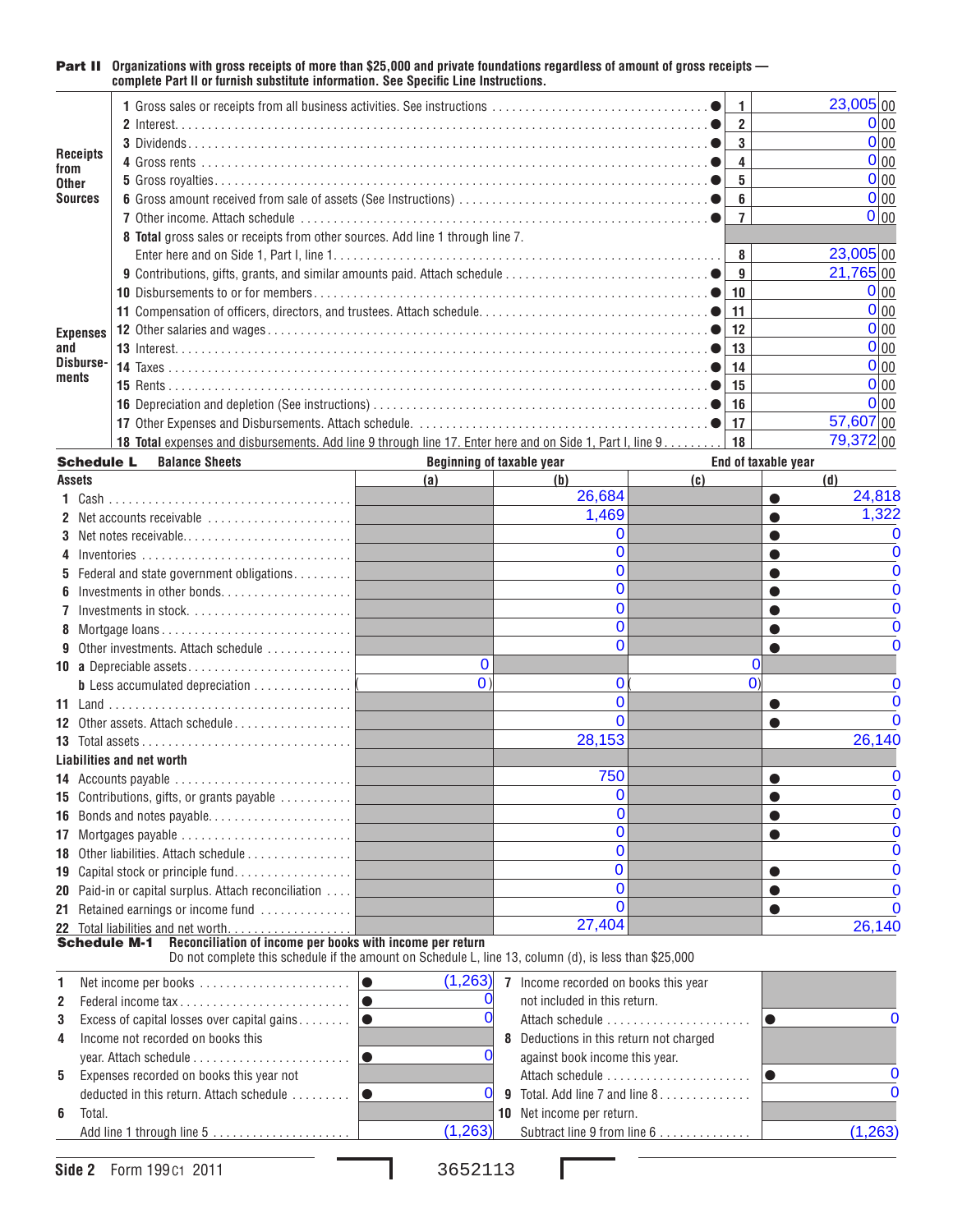**Part II Organizations with gross receipts of more than $25,000 and private foundations regardless of amount of gross receipts — complete Part II or furnish substitute information. See Specific Line Instructions.**

| | | | |
|---|---|---|---|
| **Receipts from Other Sources** | 1 Gross sales or receipts from all business activities. See instructions | 1 | 23,005 00 |
| | 2 Interest | 2 | 0 00 |
| | 3 Dividends | 3 | 0 00 |
| | 4 Gross rents | 4 | 0 00 |
| | 5 Gross royalties | 5 | 0 00 |
| | 6 Gross amount received from sale of assets (See Instructions) | 6 | 0 00 |
| | 7 Other income. Attach schedule | 7 | 0 00 |
| | 8 **Total** gross sales or receipts from other sources. Add line 1 through line 7. Enter here and on Side 1, Part I, line 1 | 8 | 23,005 00 |
| **Expenses and Disburse-ments** | 9 Contributions, gifts, grants, and similar amounts paid. Attach schedule | 9 | 21,765 00 |
| | 10 Disbursements to or for members | 10 | 0 00 |
| | 11 Compensation of officers, directors, and trustees. Attach schedule | 11 | 0 00 |
| | 12 Other salaries and wages | 12 | 0 00 |
| | 13 Interest | 13 | 0 00 |
| | 14 Taxes | 14 | 0 00 |
| | 15 Rents | 15 | 0 00 |
| | 16 Depreciation and depletion (See instructions) | 16 | 0 00 |
| | 17 Other Expenses and Disbursements. Attach schedule | 17 | 57,607 00 |
| | 18 **Total** expenses and disbursements. Add line 9 through line 17. Enter here and on Side 1, Part I, line 9 | 18 | 79,372 00 |

**Schedule L Balance Sheets**

| Assets | Beginning of taxable year (a) | (b) | End of taxable year (c) | (d) |
|---|---|---|---|---|
| 1 Cash | | 26,684 | | 24,818 |
| 2 Net accounts receivable | | 1,469 | | 1,322 |
| 3 Net notes receivable | | 0 | | 0 |
| 4 Inventories | | 0 | | 0 |
| 5 Federal and state government obligations | | 0 | | 0 |
| 6 Investments in other bonds | | 0 | | 0 |
| 7 Investments in stock | | 0 | | 0 |
| 8 Mortgage loans | | 0 | | 0 |
| 9 Other investments. Attach schedule | | 0 | | 0 |
| 10 a Depreciable assets | 0 | | 0 | |
| b Less accumulated depreciation | ( 0 ) | 0 | ( 0 ) | 0 |
| 11 Land | | 0 | | 0 |
| 12 Other assets. Attach schedule | | 0 | | 0 |
| 13 Total assets | | 28,153 | | 26,140 |
| **Liabilities and net worth** | | | | |
| 14 Accounts payable | | 750 | | 0 |
| 15 Contributions, gifts, or grants payable | | 0 | | 0 |
| 16 Bonds and notes payable | | 0 | | 0 |
| 17 Mortgages payable | | 0 | | 0 |
| 18 Other liabilities. Attach schedule | | 0 | | 0 |
| 19 Capital stock or principle fund | | 0 | | 0 |
| 20 Paid-in or capital surplus. Attach reconciliation | | 0 | | 0 |
| 21 Retained earnings or income fund | | 0 | | 0 |
| 22 Total liabilities and net worth | | 27,404 | | 26,140 |

**Schedule M-1 Reconciliation of income per books with income per return**
Do not complete this schedule if the amount on Schedule L, line 13, column (d), is less than $25,000

| | | | |
|---|---|---|---|
| 1 Net income per books | (1,263) | 7 Income recorded on books this year not included in this return. Attach schedule | 0 |
| 2 Federal income tax | 0 | | |
| 3 Excess of capital losses over capital gains | 0 | | |
| 4 Income not recorded on books this year. Attach schedule | 0 | 8 Deductions in this return not charged against book income this year. Attach schedule | 0 |
| 5 Expenses recorded on books this year not deducted in this return. Attach schedule | 0 | 9 Total. Add line 7 and line 8 | 0 |
| 6 Total. Add line 1 through line 5 | (1,263) | 10 Net income per return. Subtract line 9 from line 6 | (1,263) |

Side 2 Form 199C1 2011

3652113